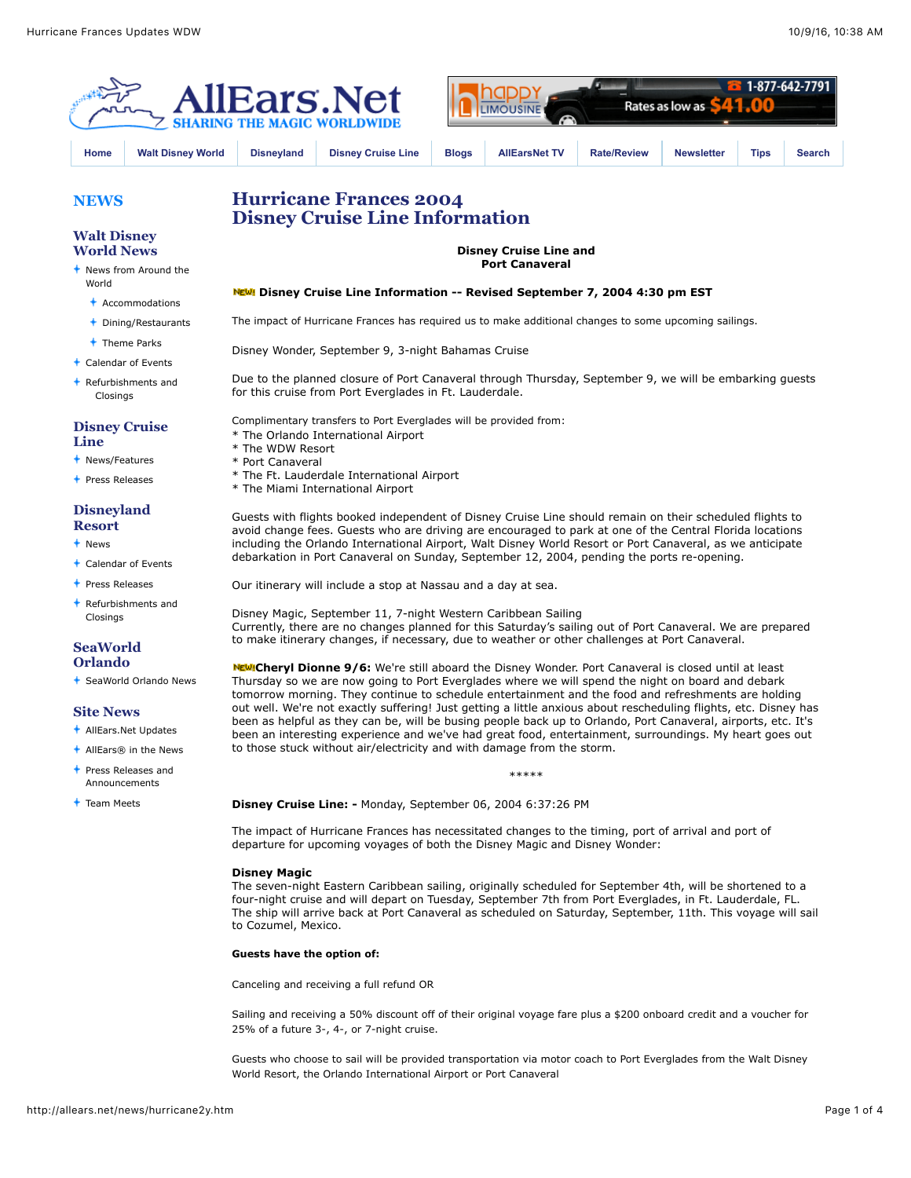AllEars.Net
SHARING THE MAGIC WORLDWIDE

happy LIMOUSINE 1-877-642-7791 Rates as low as $41.00

Home | Walt Disney World | Disneyland | Disney Cruise Line | Blogs | AllEarsNet TV | Rate/Review | Newsletter | Tips | Search

## NEWS

### Walt Disney World News

- News from Around the World
  - Accommodations
  - Dining/Restaurants
  - Theme Parks
- Calendar of Events
- Refurbishments and Closings

### Disney Cruise Line

- News/Features
- Press Releases

### Disneyland Resort

- News
- Calendar of Events
- Press Releases
- Refurbishments and Closings

### SeaWorld Orlando

- SeaWorld Orlando News

### Site News

- AllEars.Net Updates
- AllEars® in the News
- Press Releases and Announcements
- Team Meets

# Hurricane Frances 2004
# Disney Cruise Line Information

**Disney Cruise Line and Port Canaveral**

NEW! **Disney Cruise Line Information -- Revised September 7, 2004 4:30 pm EST**

The impact of Hurricane Frances has required us to make additional changes to some upcoming sailings.

Disney Wonder, September 9, 3-night Bahamas Cruise

Due to the planned closure of Port Canaveral through Thursday, September 9, we will be embarking guests for this cruise from Port Everglades in Ft. Lauderdale.

Complimentary transfers to Port Everglades will be provided from:
* The Orlando International Airport
* The WDW Resort
* Port Canaveral
* The Ft. Lauderdale International Airport
* The Miami International Airport

Guests with flights booked independent of Disney Cruise Line should remain on their scheduled flights to avoid change fees. Guests who are driving are encouraged to park at one of the Central Florida locations including the Orlando International Airport, Walt Disney World Resort or Port Canaveral, as we anticipate debarkation in Port Canaveral on Sunday, September 12, 2004, pending the ports re-opening.

Our itinerary will include a stop at Nassau and a day at sea.

Disney Magic, September 11, 7-night Western Caribbean Sailing
Currently, there are no changes planned for this Saturday's sailing out of Port Canaveral. We are prepared to make itinerary changes, if necessary, due to weather or other challenges at Port Canaveral.

NEW! **Cheryl Dionne 9/6:** We're still aboard the Disney Wonder. Port Canaveral is closed until at least Thursday so we are now going to Port Everglades where we will spend the night on board and debark tomorrow morning. They continue to schedule entertainment and the food and refreshments are holding out well. We're not exactly suffering! Just getting a little anxious about rescheduling flights, etc. Disney has been as helpful as they can be, will be busing people back up to Orlando, Port Canaveral, airports, etc. It's been an interesting experience and we've had great food, entertainment, surroundings. My heart goes out to those stuck without air/electricity and with damage from the storm.

*****

**Disney Cruise Line: -** Monday, September 06, 2004 6:37:26 PM

The impact of Hurricane Frances has necessitated changes to the timing, port of arrival and port of departure for upcoming voyages of both the Disney Magic and Disney Wonder:

**Disney Magic**
The seven-night Eastern Caribbean sailing, originally scheduled for September 4th, will be shortened to a four-night cruise and will depart on Tuesday, September 7th from Port Everglades, in Ft. Lauderdale, FL. The ship will arrive back at Port Canaveral as scheduled on Saturday, September, 11th. This voyage will sail to Cozumel, Mexico.

**Guests have the option of:**

Canceling and receiving a full refund OR

Sailing and receiving a 50% discount off of their original voyage fare plus a $200 onboard credit and a voucher for 25% of a future 3-, 4-, or 7-night cruise.

Guests who choose to sail will be provided transportation via motor coach to Port Everglades from the Walt Disney World Resort, the Orlando International Airport or Port Canaveral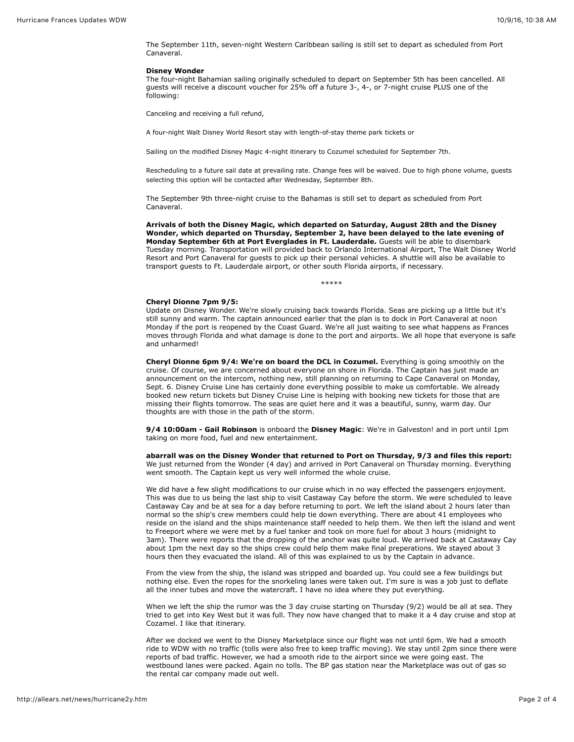The September 11th, seven-night Western Caribbean sailing is still set to depart as scheduled from Port Canaveral.

**Disney Wonder**
The four-night Bahamian sailing originally scheduled to depart on September 5th has been cancelled. All guests will receive a discount voucher for 25% off a future 3-, 4-, or 7-night cruise PLUS one of the following:

Canceling and receiving a full refund,

A four-night Walt Disney World Resort stay with length-of-stay theme park tickets or

Sailing on the modified Disney Magic 4-night itinerary to Cozumel scheduled for September 7th.

Rescheduling to a future sail date at prevailing rate. Change fees will be waived. Due to high phone volume, guests selecting this option will be contacted after Wednesday, September 8th.

The September 9th three-night cruise to the Bahamas is still set to depart as scheduled from Port Canaveral.

**Arrivals of both the Disney Magic, which departed on Saturday, August 28th and the Disney Wonder, which departed on Thursday, September 2, have been delayed to the late evening of Monday September 6th at Port Everglades in Ft. Lauderdale.** Guests will be able to disembark Tuesday morning. Transportation will provided back to Orlando International Airport, The Walt Disney World Resort and Port Canaveral for guests to pick up their personal vehicles. A shuttle will also be available to transport guests to Ft. Lauderdale airport, or other south Florida airports, if necessary.

*****

**Cheryl Dionne 7pm 9/5:**
Update on Disney Wonder. We're slowly cruising back towards Florida. Seas are picking up a little but it's still sunny and warm. The captain announced earlier that the plan is to dock in Port Canaveral at noon Monday if the port is reopened by the Coast Guard. We're all just waiting to see what happens as Frances moves through Florida and what damage is done to the port and airports. We all hope that everyone is safe and unharmed!

**Cheryl Dionne 6pm 9/4: We're on board the DCL in Cozumel.** Everything is going smoothly on the cruise. Of course, we are concerned about everyone on shore in Florida. The Captain has just made an announcement on the intercom, nothing new, still planning on returning to Cape Canaveral on Monday, Sept. 6. Disney Cruise Line has certainly done everything possible to make us comfortable. We already booked new return tickets but Disney Cruise Line is helping with booking new tickets for those that are missing their flights tomorrow. The seas are quiet here and it was a beautiful, sunny, warm day. Our thoughts are with those in the path of the storm.

**9/4 10:00am - Gail Robinson** is onboard the **Disney Magic**: We're in Galveston! and in port until 1pm taking on more food, fuel and new entertainment.

**abarrall was on the Disney Wonder that returned to Port on Thursday, 9/3 and files this report:**
We just returned from the Wonder (4 day) and arrived in Port Canaveral on Thursday morning. Everything went smooth. The Captain kept us very well informed the whole cruise.

We did have a few slight modifications to our cruise which in way effected the passengers enjoyment. This was due to us being the last ship to visit Castaway Cay before the storm. We were scheduled to leave Castaway Cay and be at sea for a day before returning to port. We left the island about 2 hours later than normal so the ship's crew members could help tie down everything. There are about 41 employees who reside on the island and the ships maintenance staff needed to help them. We then left the island and went to Freeport where we were met by a fuel tanker and took on more fuel for about 3 hours (midnight to 3am). There were reports that the dropping of the anchor was quite loud. We arrived back at Castaway Cay about 1pm the next day so the ships crew could help them make final preperations. We stayed about 3 hours then they evacuated the island. All of this was explained to us by the Captain in advance.

From the view from the ship, the island was stripped and boarded up. You could see a few buildings but nothing else. Even the ropes for the snorkeling lanes were taken out. I'm sure is was a job just to deflate all the inner tubes and move the watercraft. I have no idea where they put everything.

When we left the ship the rumor was the 3 day cruise starting on Thursday (9/2) would be all at sea. They tried to get into Key West but it was full. They now have changed that to make it a 4 day cruise and stop at Cozamel. I like that itinerary.

After we docked we went to the Disney Marketplace since our flight was not until 6pm. We had a smooth ride to WDW with no traffic (tolls were also free to keep traffic moving). We stay until 2pm since there were reports of bad traffic. However, we had a smooth ride to the airport since we were going east. The westbound lanes were packed. Again no tolls. The BP gas station near the Marketplace was out of gas so the rental car company made out well.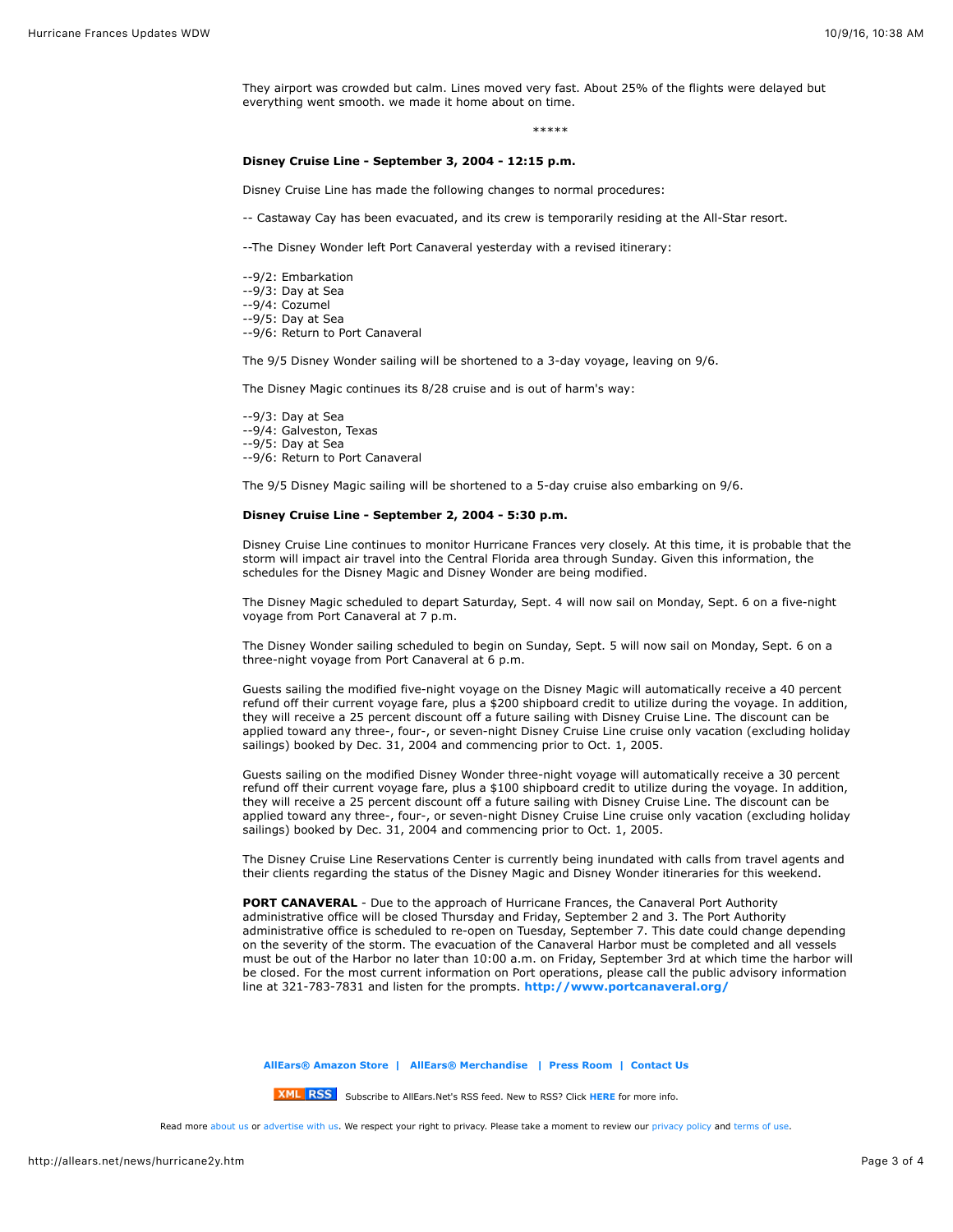They airport was crowded but calm. Lines moved very fast. About 25% of the flights were delayed but everything went smooth. we made it home about on time.

*****

**Disney Cruise Line - September 3, 2004 - 12:15 p.m.**

Disney Cruise Line has made the following changes to normal procedures:

-- Castaway Cay has been evacuated, and its crew is temporarily residing at the All-Star resort.

--The Disney Wonder left Port Canaveral yesterday with a revised itinerary:

--9/2: Embarkation
--9/3: Day at Sea
--9/4: Cozumel
--9/5: Day at Sea
--9/6: Return to Port Canaveral

The 9/5 Disney Wonder sailing will be shortened to a 3-day voyage, leaving on 9/6.

The Disney Magic continues its 8/28 cruise and is out of harm's way:

--9/3: Day at Sea
--9/4: Galveston, Texas
--9/5: Day at Sea
--9/6: Return to Port Canaveral

The 9/5 Disney Magic sailing will be shortened to a 5-day cruise also embarking on 9/6.

**Disney Cruise Line - September 2, 2004 - 5:30 p.m.**

Disney Cruise Line continues to monitor Hurricane Frances very closely. At this time, it is probable that the storm will impact air travel into the Central Florida area through Sunday. Given this information, the schedules for the Disney Magic and Disney Wonder are being modified.

The Disney Magic scheduled to depart Saturday, Sept. 4 will now sail on Monday, Sept. 6 on a five-night voyage from Port Canaveral at 7 p.m.

The Disney Wonder sailing scheduled to begin on Sunday, Sept. 5 will now sail on Monday, Sept. 6 on a three-night voyage from Port Canaveral at 6 p.m.

Guests sailing the modified five-night voyage on the Disney Magic will automatically receive a 40 percent refund off their current voyage fare, plus a $200 shipboard credit to utilize during the voyage. In addition, they will receive a 25 percent discount off a future sailing with Disney Cruise Line. The discount can be applied toward any three-, four-, or seven-night Disney Cruise Line cruise only vacation (excluding holiday sailings) booked by Dec. 31, 2004 and commencing prior to Oct. 1, 2005.

Guests sailing on the modified Disney Wonder three-night voyage will automatically receive a 30 percent refund off their current voyage fare, plus a $100 shipboard credit to utilize during the voyage. In addition, they will receive a 25 percent discount off a future sailing with Disney Cruise Line. The discount can be applied toward any three-, four-, or seven-night Disney Cruise Line cruise only vacation (excluding holiday sailings) booked by Dec. 31, 2004 and commencing prior to Oct. 1, 2005.

The Disney Cruise Line Reservations Center is currently being inundated with calls from travel agents and their clients regarding the status of the Disney Magic and Disney Wonder itineraries for this weekend.

**PORT CANAVERAL** - Due to the approach of Hurricane Frances, the Canaveral Port Authority administrative office will be closed Thursday and Friday, September 2 and 3. The Port Authority administrative office is scheduled to re-open on Tuesday, September 7. This date could change depending on the severity of the storm. The evacuation of the Canaveral Harbor must be completed and all vessels must be out of the Harbor no later than 10:00 a.m. on Friday, September 3rd at which time the harbor will be closed. For the most current information on Port operations, please call the public advisory information line at 321-783-7831 and listen for the prompts. **http://www.portcanaveral.org/**

**AllEars® Amazon Store** | **AllEars® Merchandise** | **Press Room** | **Contact Us**

XML RSS Subscribe to AllEars.Net's RSS feed. New to RSS? Click **HERE** for more info.

Read more about us or advertise with us. We respect your right to privacy. Please take a moment to review our privacy policy and terms of use.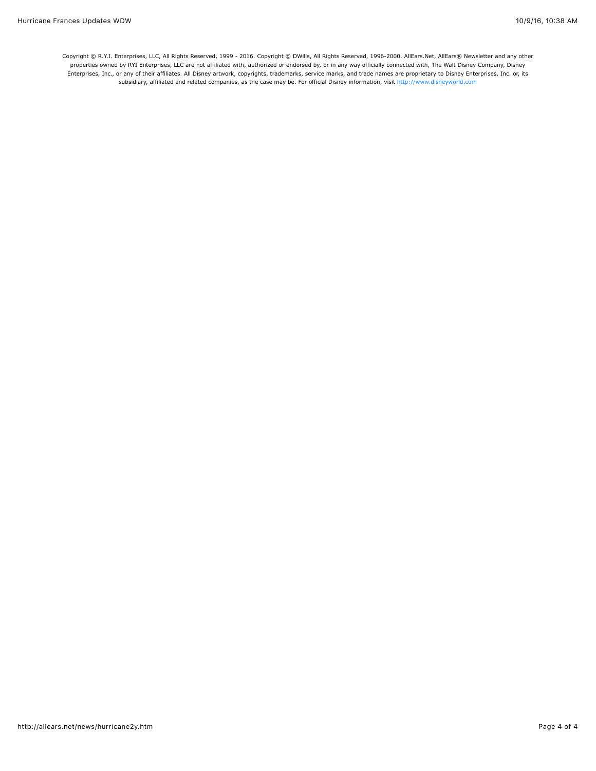Copyright © R.Y.I. Enterprises, LLC, All Rights Reserved, 1999 - 2016. Copyright © DWills, All Rights Reserved, 1996-2000. AllEars.Net, AllEars® Newsletter and any other properties owned by RYI Enterprises, LLC are not affiliated with, authorized or endorsed by, or in any way officially connected with, The Walt Disney Company, Disney Enterprises, Inc., or any of their affiliates. All Disney artwork, copyrights, trademarks, service marks, and trade names are proprietary to Disney Enterprises, Inc. or, its subsidiary, affiliated and related companies, as the case may be. For official Disney information, visit http://www.disneyworld.com